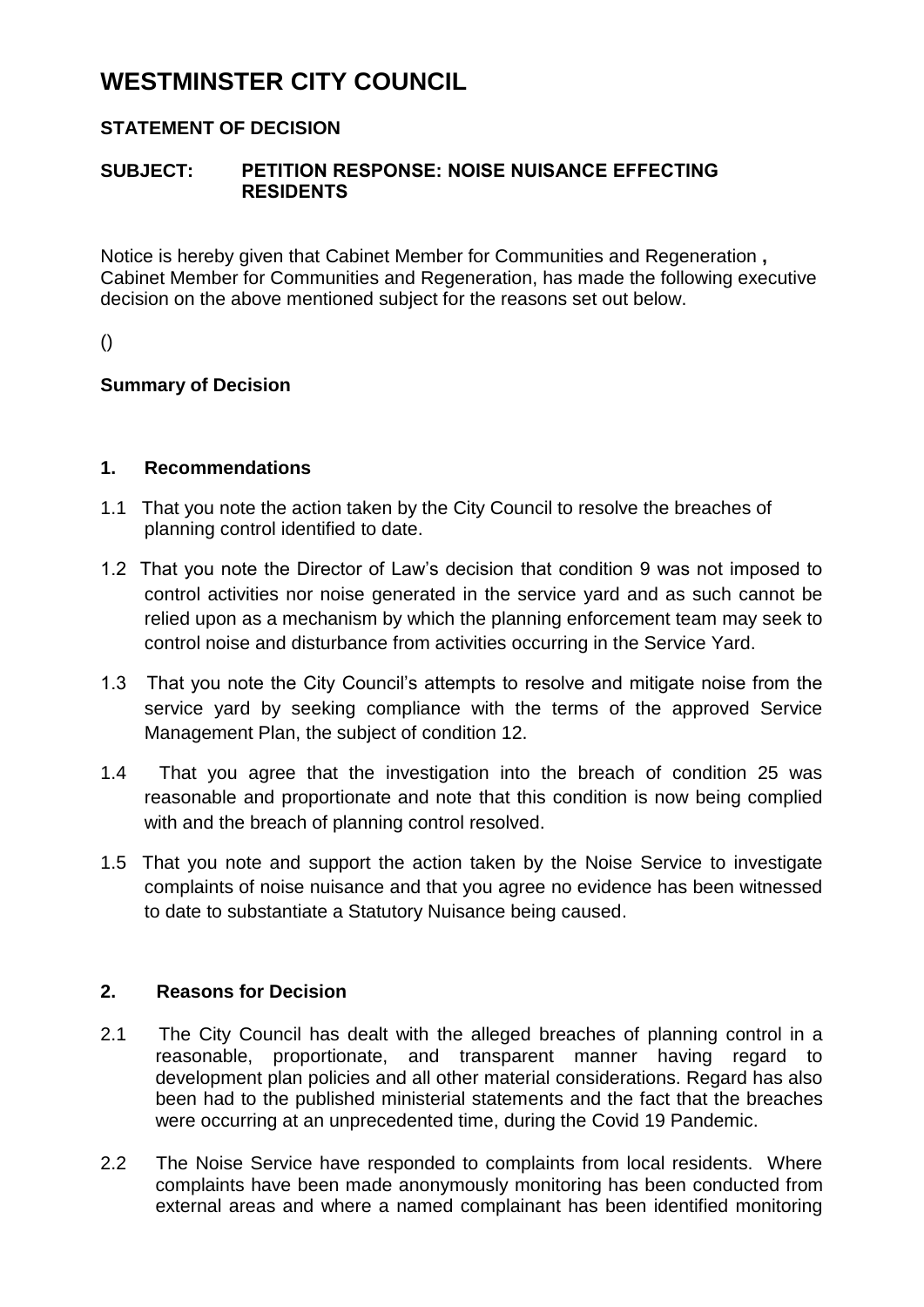# WESTMINSTER CITY COUNCIL

## STATEMENT OF DECISION

**SUBJECT: PETITION RESPONSE: NOISE NUISANCE EFFECTING RESIDENTS**

Notice is hereby given that Cabinet Member for Communities and Regeneration **,** Cabinet Member for Communities and Regeneration, has made the following executive decision on the above mentioned subject for the reasons set out below.

()

**Summary of Decision**

### 1. Recommendations

1.1 That you note the action taken by the City Council to resolve the breaches of planning control identified to date.

1.2 That you note the Director of Law's decision that condition 9 was not imposed to control activities nor noise generated in the service yard and as such cannot be relied upon as a mechanism by which the planning enforcement team may seek to control noise and disturbance from activities occurring in the Service Yard.

1.3 That you note the City Council's attempts to resolve and mitigate noise from the service yard by seeking compliance with the terms of the approved Service Management Plan, the subject of condition 12.

1.4 That you agree that the investigation into the breach of condition 25 was reasonable and proportionate and note that this condition is now being complied with and the breach of planning control resolved.

1.5 That you note and support the action taken by the Noise Service to investigate complaints of noise nuisance and that you agree no evidence has been witnessed to date to substantiate a Statutory Nuisance being caused.

### 2. Reasons for Decision

2.1 The City Council has dealt with the alleged breaches of planning control in a reasonable, proportionate, and transparent manner having regard to development plan policies and all other material considerations. Regard has also been had to the published ministerial statements and the fact that the breaches were occurring at an unprecedented time, during the Covid 19 Pandemic.

2.2 The Noise Service have responded to complaints from local residents. Where complaints have been made anonymously monitoring has been conducted from external areas and where a named complainant has been identified monitoring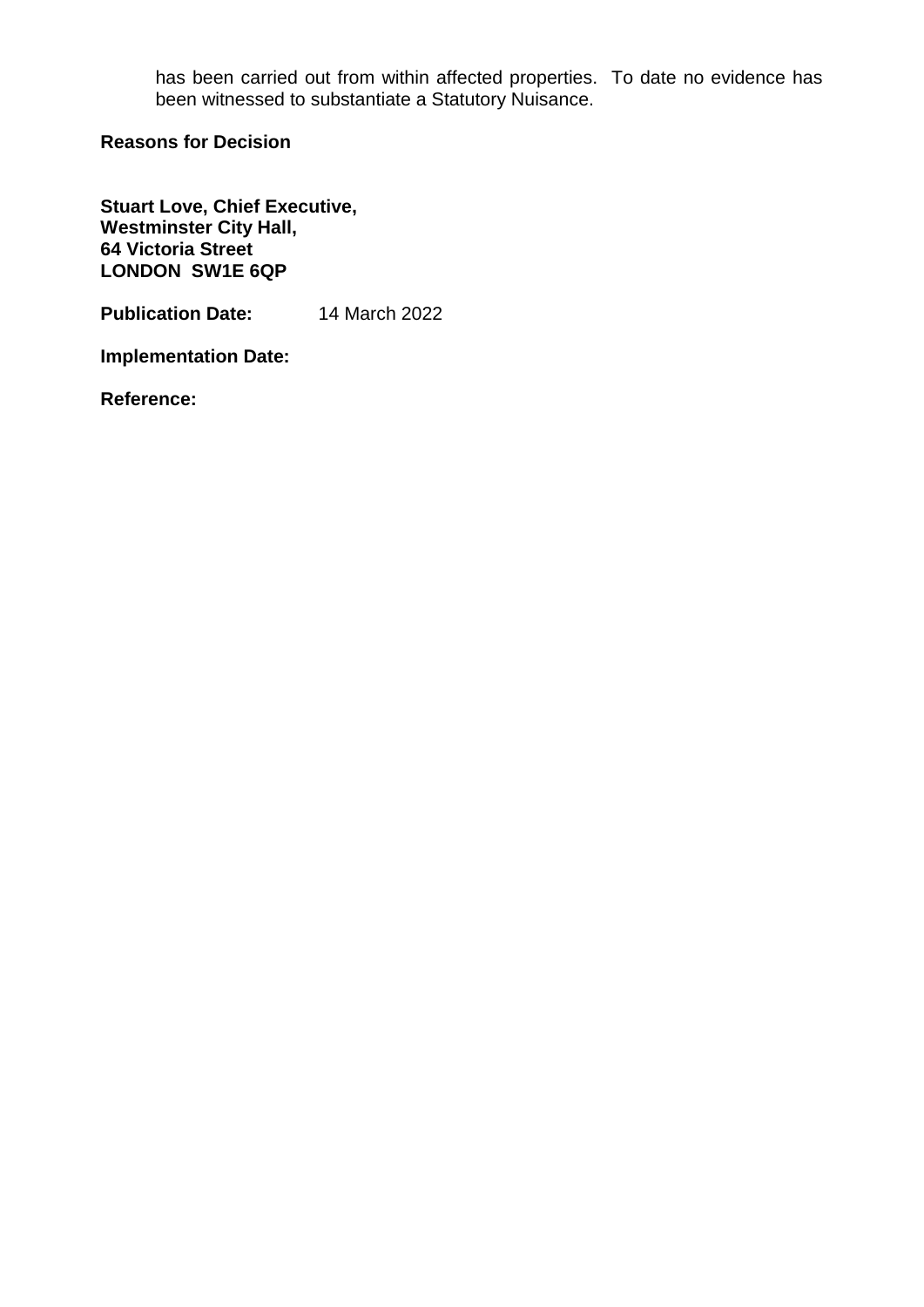has been carried out from within affected properties. To date no evidence has been witnessed to substantiate a Statutory Nuisance.

**Reasons for Decision**

**Stuart Love, Chief Executive,**
**Westminster City Hall,**
**64 Victoria Street**
**LONDON SW1E 6QP**

**Publication Date:** 14 March 2022

**Implementation Date:**

**Reference:**